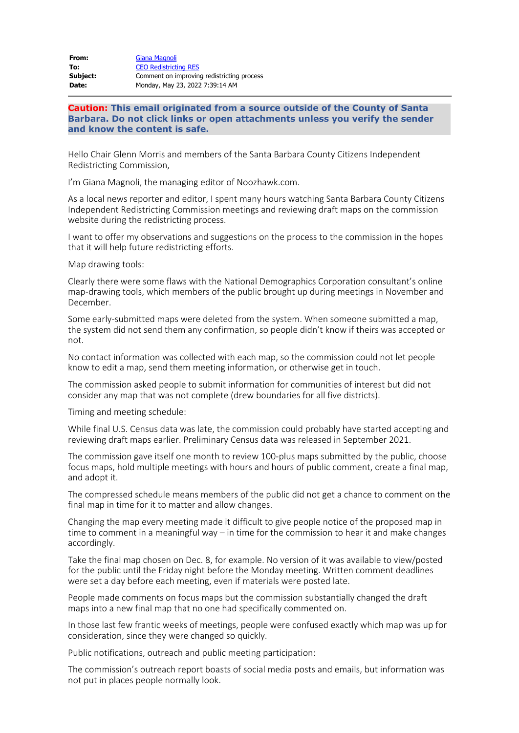| | |
|---|---|
| **From:** | Giana Magnoli |
| **To:** | CEO Redistricting RES |
| **Subject:** | Comment on improving redistricting process |
| **Date:** | Monday, May 23, 2022 7:39:14 AM |

**Caution: This email originated from a source outside of the County of Santa Barbara. Do not click links or open attachments unless you verify the sender and know the content is safe.**

Hello Chair Glenn Morris and members of the Santa Barbara County Citizens Independent Redistricting Commission,

I'm Giana Magnoli, the managing editor of Noozhawk.com.

As a local news reporter and editor, I spent many hours watching Santa Barbara County Citizens Independent Redistricting Commission meetings and reviewing draft maps on the commission website during the redistricting process.

I want to offer my observations and suggestions on the process to the commission in the hopes that it will help future redistricting efforts.

Map drawing tools:

Clearly there were some flaws with the National Demographics Corporation consultant's online map-drawing tools, which members of the public brought up during meetings in November and December.

Some early-submitted maps were deleted from the system. When someone submitted a map, the system did not send them any confirmation, so people didn't know if theirs was accepted or not.

No contact information was collected with each map, so the commission could not let people know to edit a map, send them meeting information, or otherwise get in touch.

The commission asked people to submit information for communities of interest but did not consider any map that was not complete (drew boundaries for all five districts).

Timing and meeting schedule:

While final U.S. Census data was late, the commission could probably have started accepting and reviewing draft maps earlier. Preliminary Census data was released in September 2021.

The commission gave itself one month to review 100-plus maps submitted by the public, choose focus maps, hold multiple meetings with hours and hours of public comment, create a final map, and adopt it.

The compressed schedule means members of the public did not get a chance to comment on the final map in time for it to matter and allow changes.

Changing the map every meeting made it difficult to give people notice of the proposed map in time to comment in a meaningful way – in time for the commission to hear it and make changes accordingly.

Take the final map chosen on Dec. 8, for example. No version of it was available to view/posted for the public until the Friday night before the Monday meeting. Written comment deadlines were set a day before each meeting, even if materials were posted late.

People made comments on focus maps but the commission substantially changed the draft maps into a new final map that no one had specifically commented on.

In those last few frantic weeks of meetings, people were confused exactly which map was up for consideration, since they were changed so quickly.

Public notifications, outreach and public meeting participation:

The commission's outreach report boasts of social media posts and emails, but information was not put in places people normally look.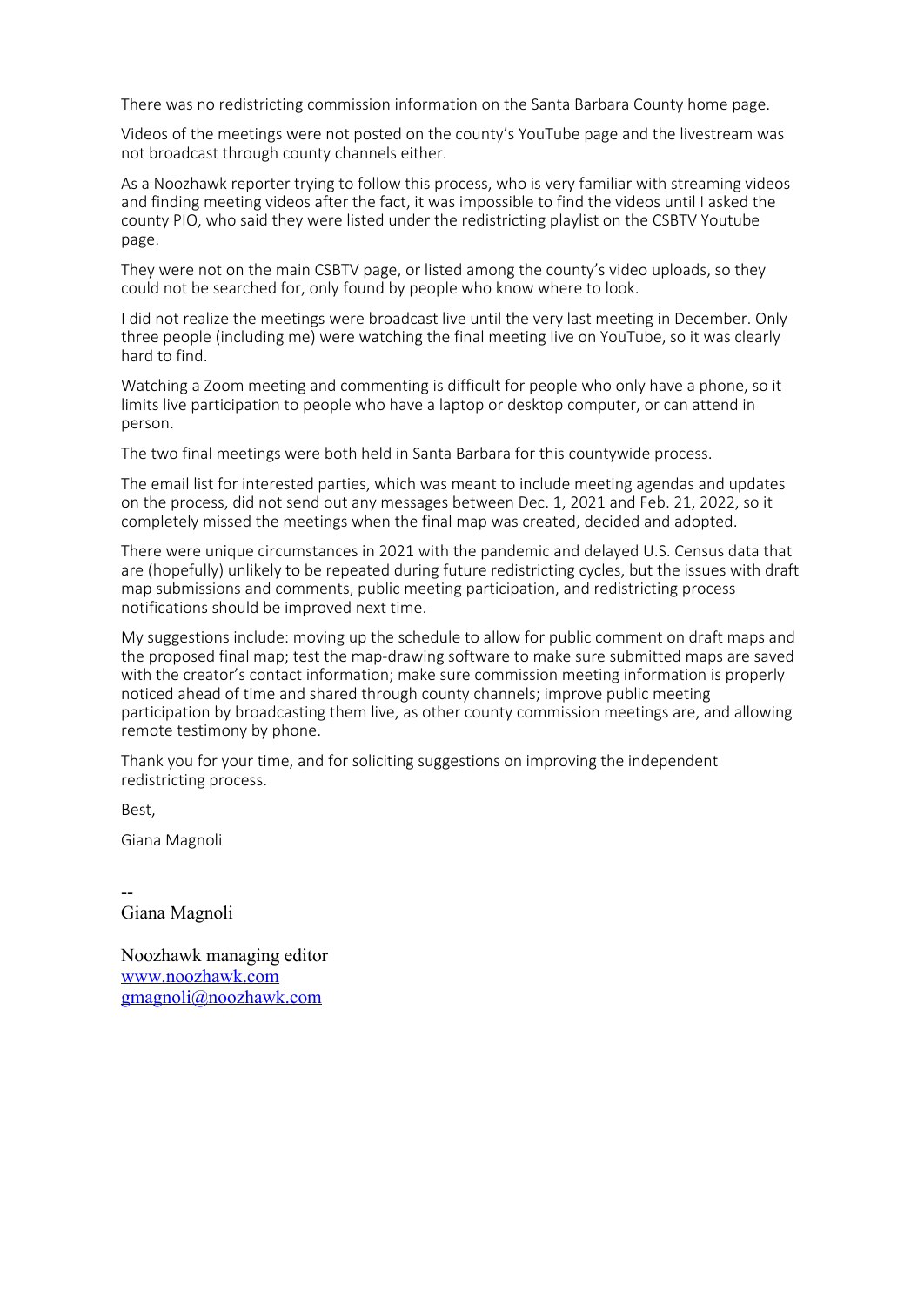There was no redistricting commission information on the Santa Barbara County home page.

Videos of the meetings were not posted on the county's YouTube page and the livestream was not broadcast through county channels either.

As a Noozhawk reporter trying to follow this process, who is very familiar with streaming videos and finding meeting videos after the fact, it was impossible to find the videos until I asked the county PIO, who said they were listed under the redistricting playlist on the CSBTV Youtube page.

They were not on the main CSBTV page, or listed among the county's video uploads, so they could not be searched for, only found by people who know where to look.

I did not realize the meetings were broadcast live until the very last meeting in December. Only three people (including me) were watching the final meeting live on YouTube, so it was clearly hard to find.

Watching a Zoom meeting and commenting is difficult for people who only have a phone, so it limits live participation to people who have a laptop or desktop computer, or can attend in person.

The two final meetings were both held in Santa Barbara for this countywide process.

The email list for interested parties, which was meant to include meeting agendas and updates on the process, did not send out any messages between Dec. 1, 2021 and Feb. 21, 2022, so it completely missed the meetings when the final map was created, decided and adopted.

There were unique circumstances in 2021 with the pandemic and delayed U.S. Census data that are (hopefully) unlikely to be repeated during future redistricting cycles, but the issues with draft map submissions and comments, public meeting participation, and redistricting process notifications should be improved next time.

My suggestions include: moving up the schedule to allow for public comment on draft maps and the proposed final map; test the map-drawing software to make sure submitted maps are saved with the creator's contact information; make sure commission meeting information is properly noticed ahead of time and shared through county channels; improve public meeting participation by broadcasting them live, as other county commission meetings are, and allowing remote testimony by phone.

Thank you for your time, and for soliciting suggestions on improving the independent redistricting process.

Best,

Giana Magnoli

--
Giana Magnoli

Noozhawk managing editor
www.noozhawk.com
gmagnoli@noozhawk.com